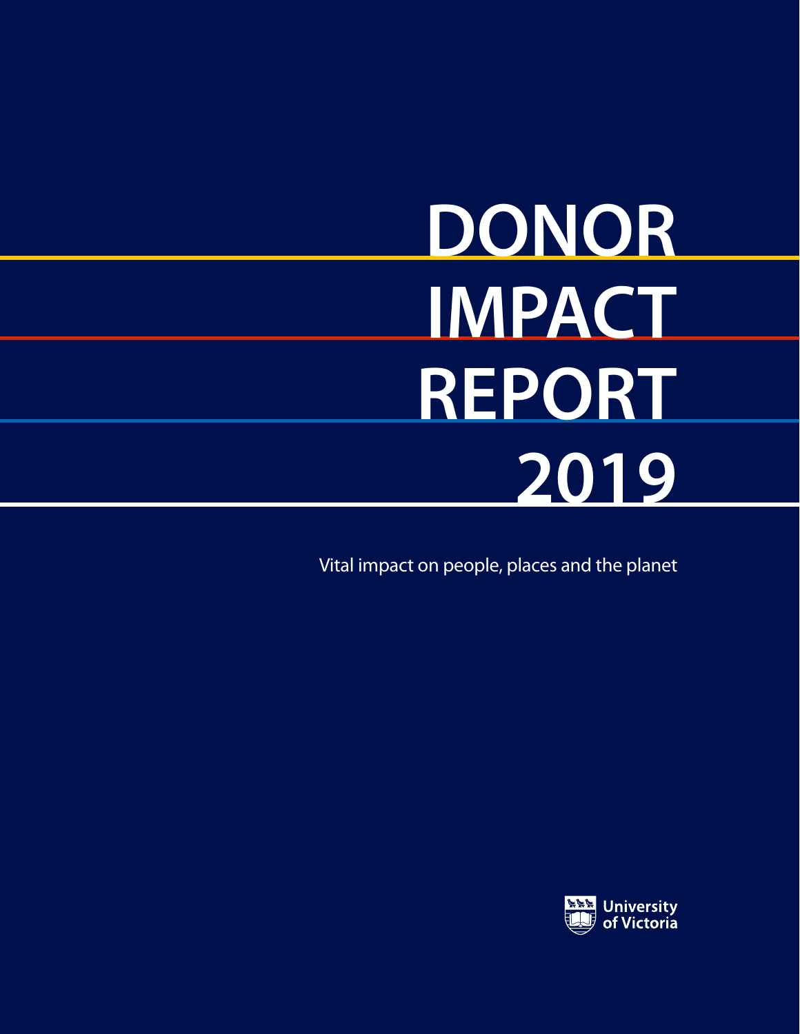# DONOR IMPACT REPORT 2019

Vital impact on people, places and the planet

University of Victoria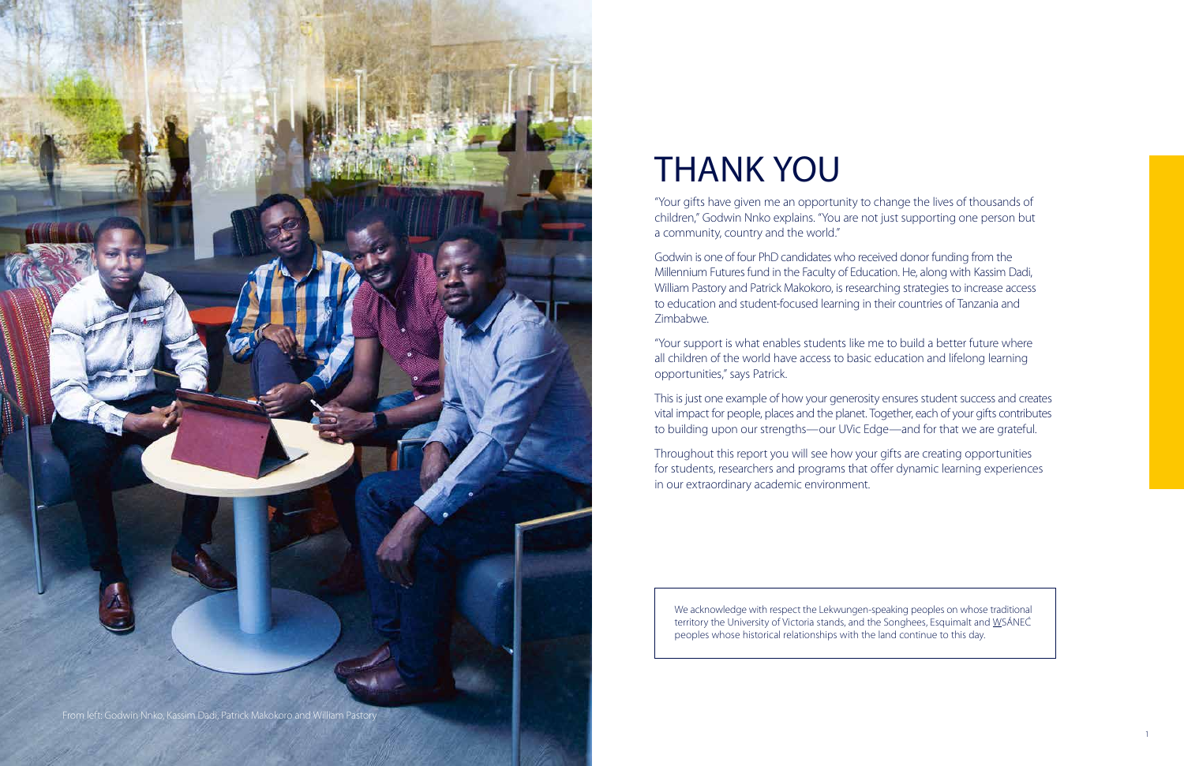From left: Godwin Nnko, Kassim Dadi, Patrick Makokoro and William Pastory

# THANK YOU

"Your gifts have given me an opportunity to change the lives of thousands of children," Godwin Nnko explains. "You are not just supporting one person but a community, country and the world."

Godwin is one of four PhD candidates who received donor funding from the Millennium Futures fund in the Faculty of Education. He, along with Kassim Dadi, William Pastory and Patrick Makokoro, is researching strategies to increase access to education and student-focused learning in their countries of Tanzania and Zimbabwe.

"Your support is what enables students like me to build a better future where all children of the world have access to basic education and lifelong learning opportunities," says Patrick.

This is just one example of how your generosity ensures student success and creates vital impact for people, places and the planet. Together, each of your gifts contributes to building upon our strengths—our UVic Edge—and for that we are grateful.

Throughout this report you will see how your gifts are creating opportunities for students, researchers and programs that offer dynamic learning experiences in our extraordinary academic environment.

We acknowledge with respect the Lekwungen-speaking peoples on whose traditional territory the University of Victoria stands, and the Songhees, Esquimalt and W̱SÁNEĆ peoples whose historical relationships with the land continue to this day.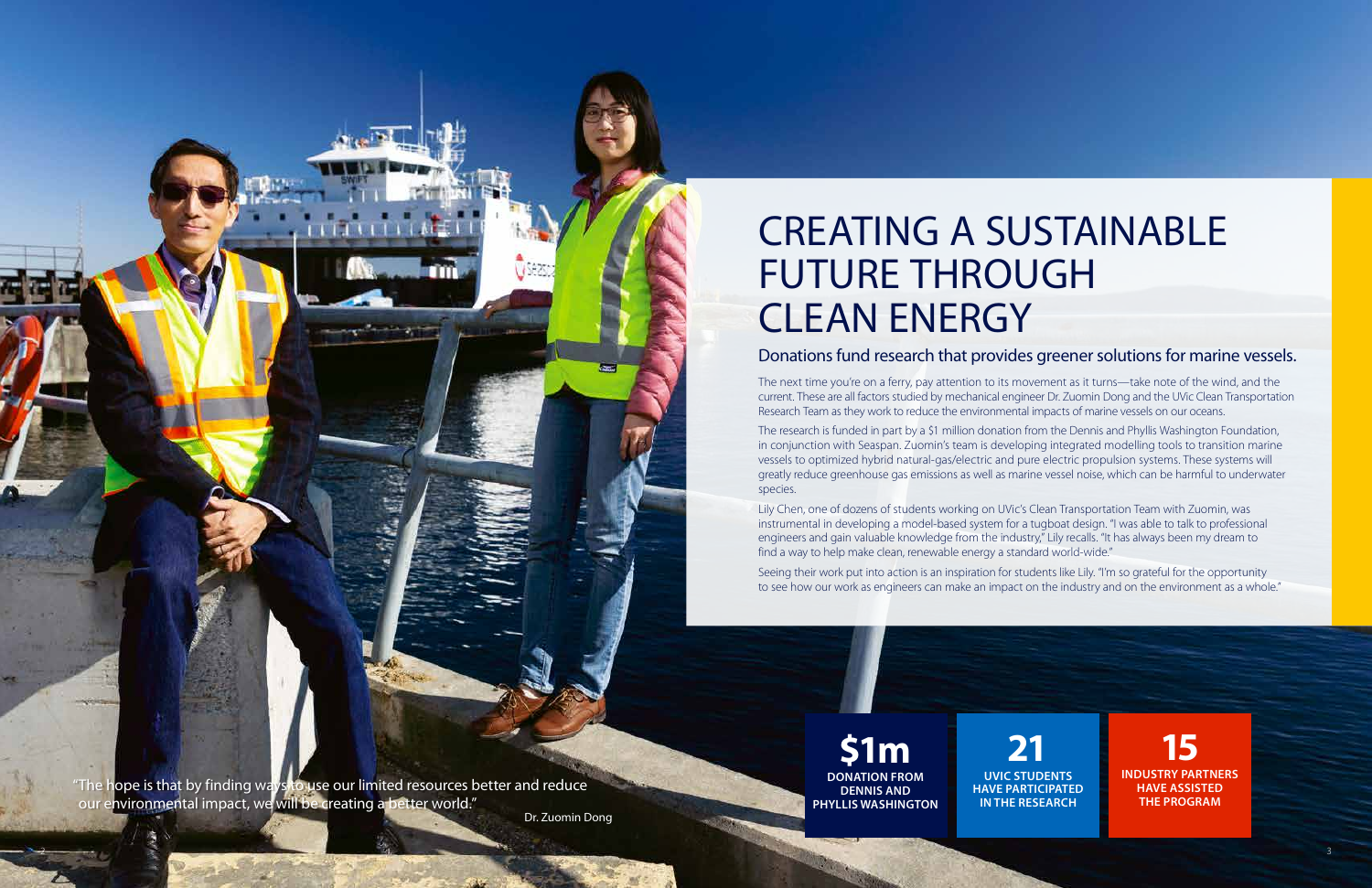# CREATING A SUSTAINABLE FUTURE THROUGH CLEAN ENERGY

## Donations fund research that provides greener solutions for marine vessels.

The next time you're on a ferry, pay attention to its movement as it turns—take note of the wind, and the current. These are all factors studied by mechanical engineer Dr. Zuomin Dong and the UVic Clean Transportation Research Team as they work to reduce the environmental impacts of marine vessels on our oceans.

The research is funded in part by a $1 million donation from the Dennis and Phyllis Washington Foundation, in conjunction with Seaspan. Zuomin's team is developing integrated modelling tools to transition marine vessels to optimized hybrid natural-gas/electric and pure electric propulsion systems. These systems will greatly reduce greenhouse gas emissions as well as marine vessel noise, which can be harmful to underwater species.

Lily Chen, one of dozens of students working on UVic's Clean Transportation Team with Zuomin, was instrumental in developing a model-based system for a tugboat design. "I was able to talk to professional engineers and gain valuable knowledge from the industry," Lily recalls. "It has always been my dream to find a way to help make clean, renewable energy a standard world-wide."

Seeing their work put into action is an inspiration for students like Lily. "I'm so grateful for the opportunity to see how our work as engineers can make an impact on the industry and on the environment as a whole."

"The hope is that by finding ways to use our limited resources better and reduce our environmental impact, we will be creating a better world."

Dr. Zuomin Dong

**$1m**
**DONATION FROM DENNIS AND PHYLLIS WASHINGTON**

**21**
**UVIC STUDENTS HAVE PARTICIPATED IN THE RESEARCH**

**15**
**INDUSTRY PARTNERS HAVE ASSISTED THE PROGRAM**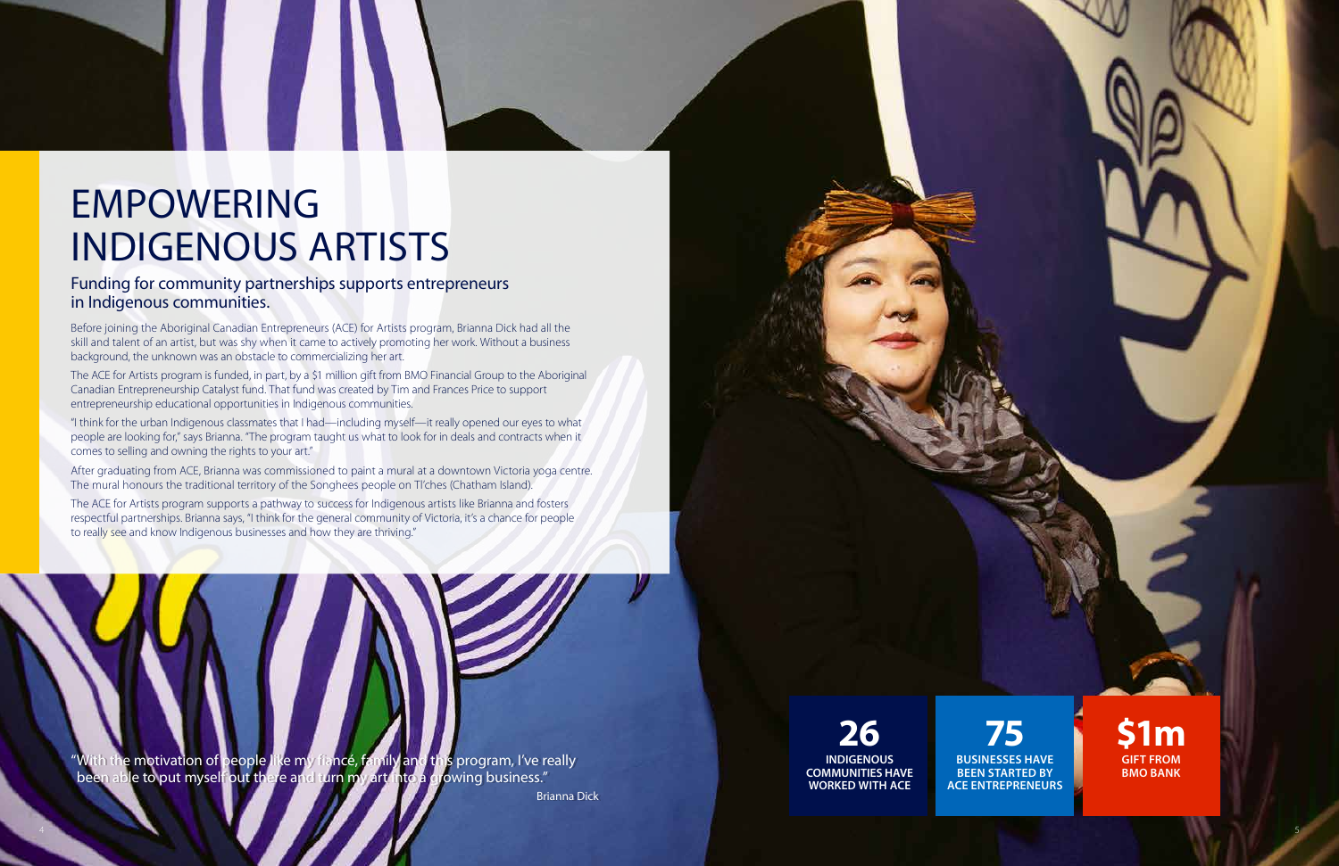# EMPOWERING INDIGENOUS ARTISTS

## Funding for community partnerships supports entrepreneurs in Indigenous communities.

Before joining the Aboriginal Canadian Entrepreneurs (ACE) for Artists program, Brianna Dick had all the skill and talent of an artist, but was shy when it came to actively promoting her work. Without a business background, the unknown was an obstacle to commercializing her art.

The ACE for Artists program is funded, in part, by a $1 million gift from BMO Financial Group to the Aboriginal Canadian Entrepreneurship Catalyst fund. That fund was created by Tim and Frances Price to support entrepreneurship educational opportunities in Indigenous communities.

"I think for the urban Indigenous classmates that I had—including myself—it really opened our eyes to what people are looking for," says Brianna. "The program taught us what to look for in deals and contracts when it comes to selling and owning the rights to your art."

After graduating from ACE, Brianna was commissioned to paint a mural at a downtown Victoria yoga centre. The mural honours the traditional territory of the Songhees people on Tl'ches (Chatham Island).

The ACE for Artists program supports a pathway to success for Indigenous artists like Brianna and fosters respectful partnerships. Brianna says, "I think for the general community of Victoria, it's a chance for people to really see and know Indigenous businesses and how they are thriving."

"With the motivation of people like my fiancé, family and this program, I've really been able to put myself out there and turn my art into a growing business."

Brianna Dick

**26**
**INDIGENOUS COMMUNITIES HAVE WORKED WITH ACE**

**75**
**BUSINESSES HAVE BEEN STARTED BY ACE ENTREPRENEURS**

**$1m**
**GIFT FROM BMO BANK**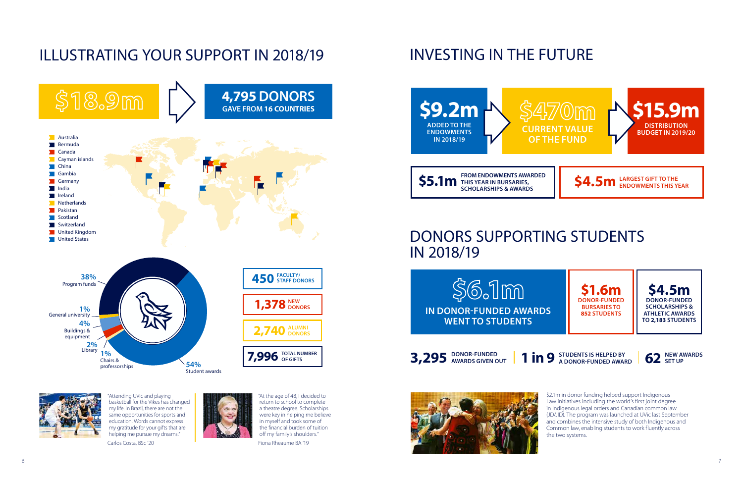# ILLUSTRATING YOUR SUPPORT IN 2018/19

**$18.9m**

**4,795 DONORS**
**GAVE FROM 16 COUNTRIES**

- Australia
- Bermuda
- Canada
- Cayman islands
- China
- Gambia
- Germany
- India
- Ireland
- Netherlands
- Pakistan
- Scotland
- Switzerland
- United Kingdom
- United States

- 38% Program funds
- 1% General university
- 4% Buildings & equipment
- 2% Library
- 1% Chairs & professorships
- 54% Student awards

**450** FACULTY/ STAFF DONORS

**1,378** NEW DONORS

**2,740** ALUMNI DONORS

**7,996** TOTAL NUMBER OF GIFTS

"Attending UVic and playing basketball for the Vikes has changed my life. In Brazil, there are not the same opportunities for sports and education. Words cannot express my gratitude for your gifts that are helping me pursue my dreams."

Carlos Costa, BSc '20

"At the age of 48, I decided to return to school to complete a theatre degree. Scholarships were key in helping me believe in myself and took some of the financial burden of tuition off my family's shoulders."

Fiona Rheaume BA '19

# INVESTING IN THE FUTURE

**$9.2m** ADDED TO THE ENDOWMENTS IN 2018/19

**$470m** CURRENT VALUE OF THE FUND

**$15.9m** DISTRIBUTION BUDGET IN 2019/20

**$5.1m** FROM ENDOWMENTS AWARDED THIS YEAR IN BURSARIES, SCHOLARSHIPS & AWARDS

**$4.5m** LARGEST GIFT TO THE ENDOWMENTS THIS YEAR

# DONORS SUPPORTING STUDENTS IN 2018/19

**$6.1m** IN DONOR-FUNDED AWARDS WENT TO STUDENTS

**$1.6m** DONOR-FUNDED BURSARIES TO 852 STUDENTS

**$4.5m** DONOR-FUNDED SCHOLARSHIPS & ATHLETIC AWARDS TO 2,183 STUDENTS

**3,295** DONOR-FUNDED AWARDS GIVEN OUT

**1 in 9** STUDENTS IS HELPED BY A DONOR-FUNDED AWARD

**62** NEW AWARDS SET UP

$2.1m in donor funding helped support Indigenous Law initiatives including the world's first joint degree in Indigenous legal orders and Canadian common law (JD/JID). The program was launched at UVic last September and combines the intensive study of both Indigenous and Common law, enabling students to work fluently across the two systems.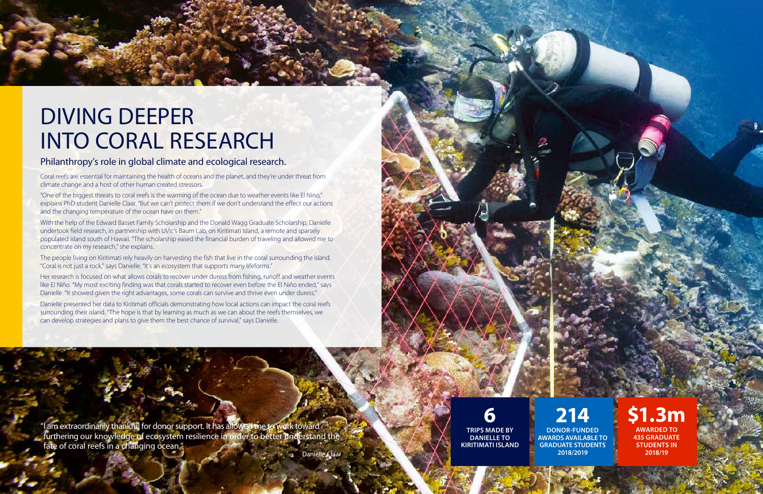# DIVING DEEPER INTO CORAL RESEARCH

## Philanthropy's role in global climate and ecological research.

Coral reefs are essential for maintaining the health of oceans and the planet, and they're under threat from climate change and a host of other human created stressors.

"One of the biggest threats to coral reefs is the warming of the ocean due to weather events like El Nino," explains PhD student Danielle Claar. "But we can't protect them if we don't understand the effect our actions and the changing temperature of the ocean have on them."

With the help of the Edward Basset Family Scholarship and the Donald Wagg Graduate Scholarship, Danielle undertook field research, in partnership with UVic's Baum Lab, on Kiritimati Island, a remote and sparsely populated island south of Hawaii. "The scholarship eased the financial burden of traveling and allowed me to concentrate on my research," she explains.

The people living on Kiritimati rely heavily on harvesting the fish that live in the coral surrounding the island. "Coral is not just a rock," says Danielle. "It's an ecosystem that supports many lifeforms."

Her research is focused on what allows corals to recover under duress from fishing, runoff and weather events like El Niño. "My most exciting finding was that corals started to recover even before the El Niño ended," says Danielle. "It showed given the right advantages, some corals can survive and thrive even under duress."

Danielle presented her data to Kiritimati officials demonstrating how local actions can impact the coral reefs surrounding their island. "The hope is that by learning as much as we can about the reefs themselves, we can develop strategies and plans to give them the best chance of survival," says Danielle.

"I am extraordinarily thankful for donor support. It has allowed me to work toward furthering our knowledge of ecosystem resilience in order to better understand the fate of coral reefs in a changing ocean."

Danielle Claar

**6**
**TRIPS MADE BY DANIELLE TO KIRITIMATI ISLAND**

**214**
**DONOR-FUNDED AWARDS AVAILABLE TO GRADUATE STUDENTS 2018/2019**

**$1.3m**
**AWARDED TO 435 GRADUATE STUDENTS IN 2018/19**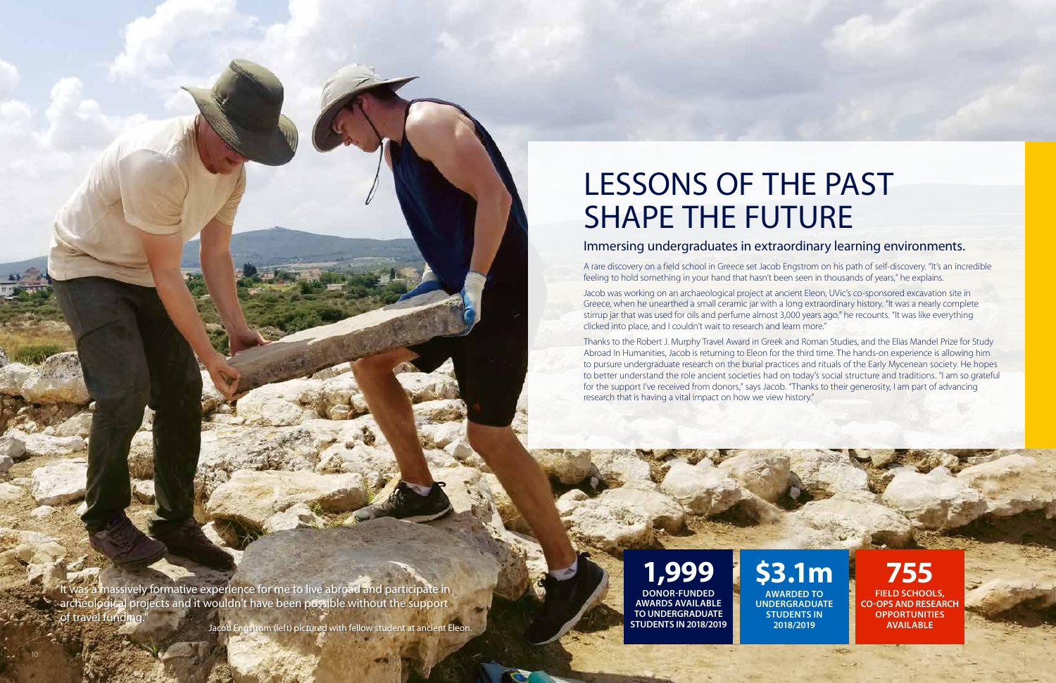# LESSONS OF THE PAST SHAPE THE FUTURE

## Immersing undergraduates in extraordinary learning environments.

A rare discovery on a field school in Greece set Jacob Engstrom on his path of self-discovery. "It's an incredible feeling to hold something in your hand that hasn't been seen in thousands of years," he explains.

Jacob was working on an archaeological project at ancient Eleon, UVic's co-sponsored excavation site in Greece, when he unearthed a small ceramic jar with a long extraordinary history. "It was a nearly complete stirrup jar that was used for oils and perfume almost 3,000 years ago," he recounts. "It was like everything clicked into place, and I couldn't wait to research and learn more."

Thanks to the Robert J. Murphy Travel Award in Greek and Roman Studies, and the Elias Mandel Prize for Study Abroad In Humanities, Jacob is returning to Eleon for the third time. The hands-on experience is allowing him to pursue undergraduate research on the burial practices and rituals of the Early Mycenean society. He hopes to better understand the role ancient societies had on today's social structure and traditions. "I am so grateful for the support I've received from donors," says Jacob. "Thanks to their generosity, I am part of advancing research that is having a vital impact on how we view history."

"It was a massively formative experience for me to live abroad and participate in archeological projects and it wouldn't have been possible without the support of travel funding."

Jacob Engstrom (left) pictured with fellow student at ancient Eleon.

**1,999**
**DONOR-FUNDED AWARDS AVAILABLE TO UNDERGRADUATE STUDENTS IN 2018/2019**

**$3.1m**
**AWARDED TO UNDERGRADUATE STUDENTS IN 2018/2019**

**755**
**FIELD SCHOOLS, CO-OPS AND RESEARCH OPPORTUNITIES AVAILABLE**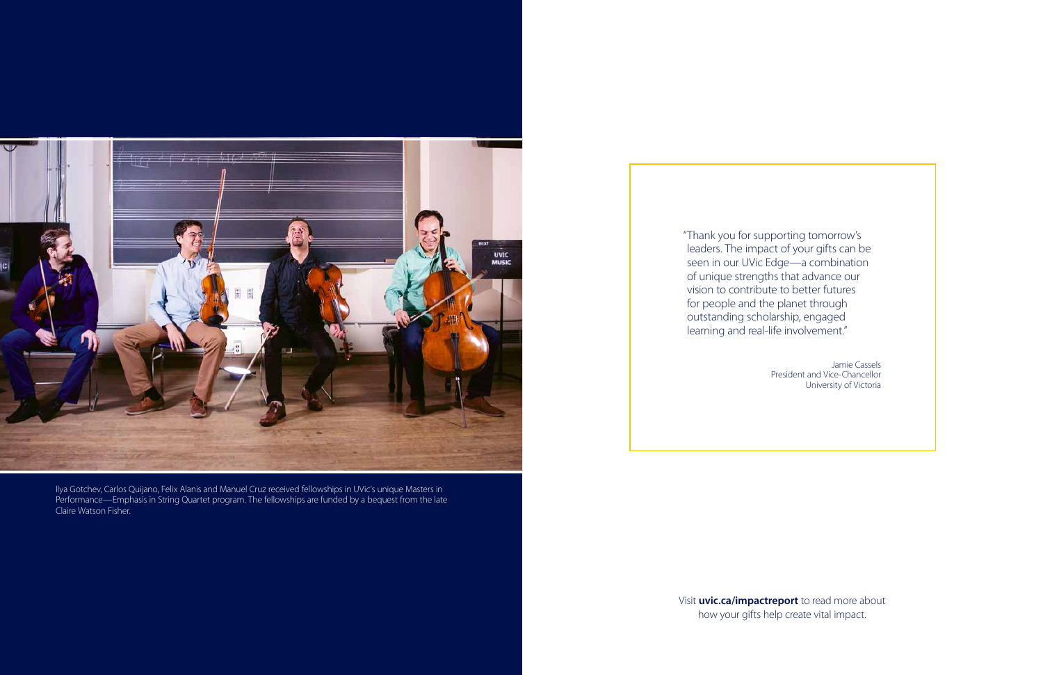Ilya Gotchev, Carlos Quijano, Felix Alanis and Manuel Cruz received fellowships in UVic's unique Masters in Performance—Emphasis in String Quartet program. The fellowships are funded by a bequest from the late Claire Watson Fisher.

"Thank you for supporting tomorrow's leaders. The impact of your gifts can be seen in our UVic Edge—a combination of unique strengths that advance our vision to contribute to better futures for people and the planet through outstanding scholarship, engaged learning and real-life involvement."

Jamie Cassels
President and Vice-Chancellor
University of Victoria

Visit **uvic.ca/impactreport** to read more about how your gifts help create vital impact.